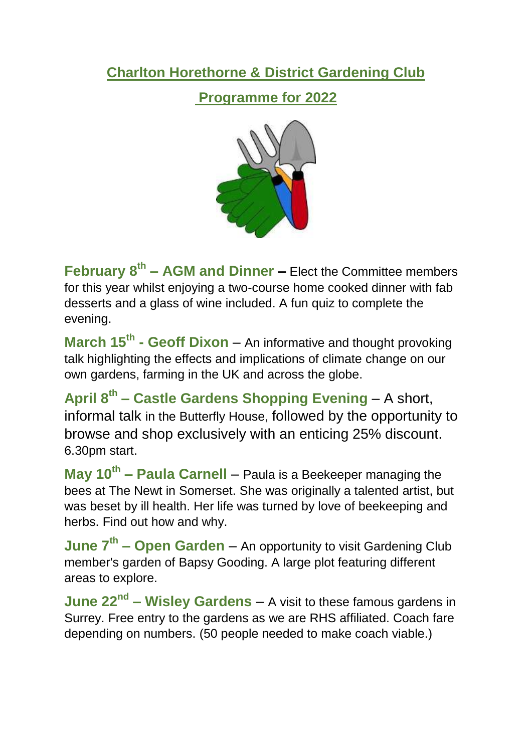# Charlton Horethorne & District Gardening Club

## Programme for 2022

**February 8th – AGM and Dinner –** Elect the Committee members for this year whilst enjoying a two-course home cooked dinner with fab desserts and a glass of wine included. A fun quiz to complete the evening.

**March 15th - Geoff Dixon** – An informative and thought provoking talk highlighting the effects and implications of climate change on our own gardens, farming in the UK and across the globe.

**April 8th – Castle Gardens Shopping Evening** – A short, informal talk in the Butterfly House, followed by the opportunity to browse and shop exclusively with an enticing 25% discount. 6.30pm start.

**May 10th – Paula Carnell** – Paula is a Beekeeper managing the bees at The Newt in Somerset. She was originally a talented artist, but was beset by ill health. Her life was turned by love of beekeeping and herbs. Find out how and why.

**June 7th – Open Garden** – An opportunity to visit Gardening Club member's garden of Bapsy Gooding. A large plot featuring different areas to explore.

**June 22nd – Wisley Gardens** – A visit to these famous gardens in Surrey. Free entry to the gardens as we are RHS affiliated. Coach fare depending on numbers. (50 people needed to make coach viable.)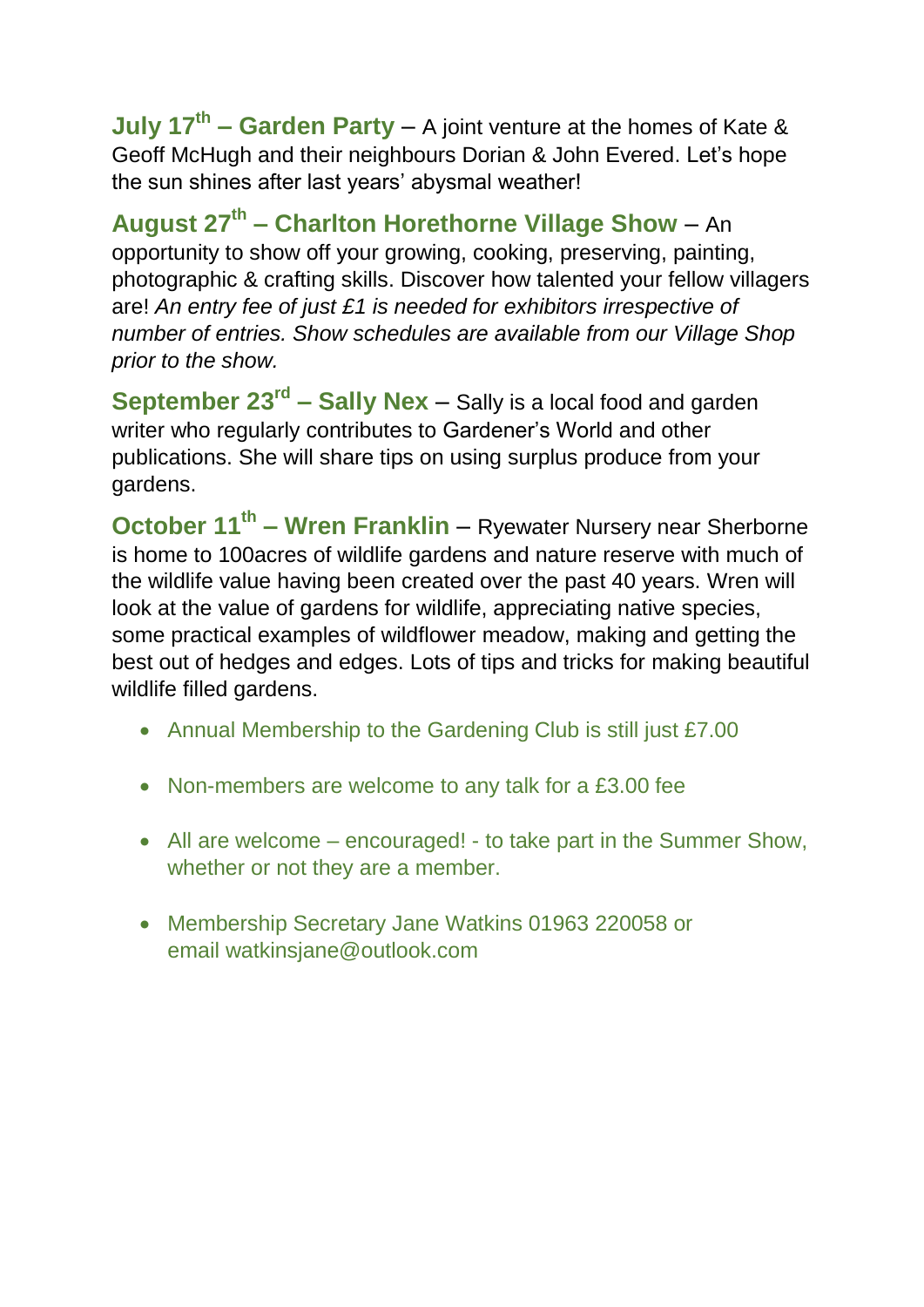**July 17th – Garden Party** – A joint venture at the homes of Kate & Geoff McHugh and their neighbours Dorian & John Evered. Let's hope the sun shines after last years' abysmal weather!

**August 27th – Charlton Horethorne Village Show** – An opportunity to show off your growing, cooking, preserving, painting, photographic & crafting skills. Discover how talented your fellow villagers are! *An entry fee of just £1 is needed for exhibitors irrespective of number of entries. Show schedules are available from our Village Shop prior to the show.*

**September 23rd – Sally Nex** – Sally is a local food and garden writer who regularly contributes to Gardener's World and other publications. She will share tips on using surplus produce from your gardens.

**October 11th – Wren Franklin** – Ryewater Nursery near Sherborne is home to 100acres of wildlife gardens and nature reserve with much of the wildlife value having been created over the past 40 years. Wren will look at the value of gardens for wildlife, appreciating native species, some practical examples of wildflower meadow, making and getting the best out of hedges and edges. Lots of tips and tricks for making beautiful wildlife filled gardens.

- Annual Membership to the Gardening Club is still just £7.00
- Non-members are welcome to any talk for a £3.00 fee
- All are welcome – encouraged! - to take part in the Summer Show, whether or not they are a member.
- Membership Secretary Jane Watkins 01963 220058 or email watkinsjane@outlook.com